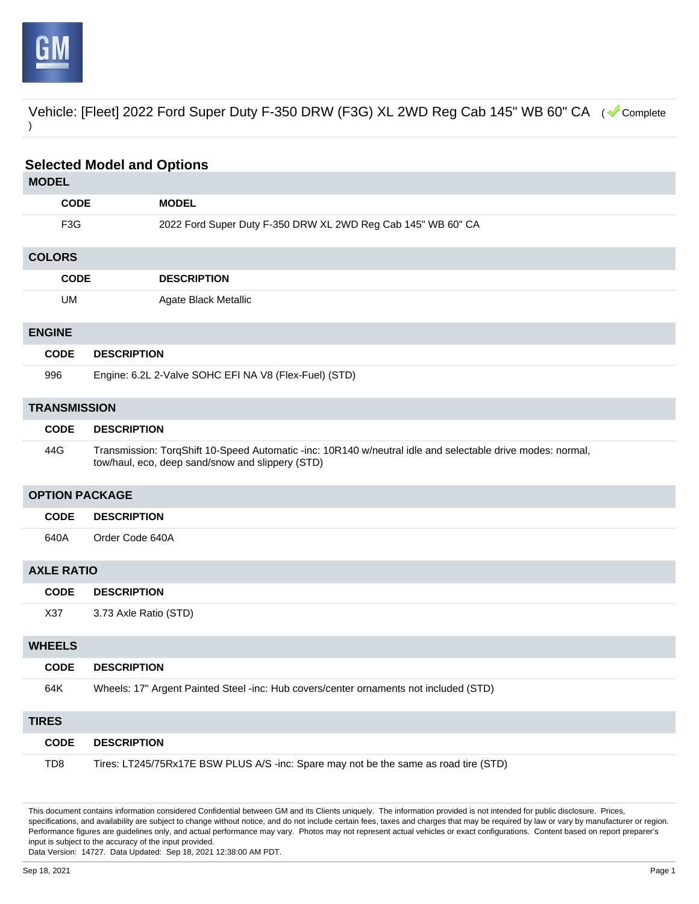Vehicle: [Fleet] 2022 Ford Super Duty F-350 DRW (F3G) XL 2WD Reg Cab 145" WB 60" CA ( Complete )

## Selected Model and Options

### MODEL

| CODE | MODEL |
|---|---|
| F3G | 2022 Ford Super Duty F-350 DRW XL 2WD Reg Cab 145" WB 60" CA |

### COLORS

| CODE | DESCRIPTION |
|---|---|
| UM | Agate Black Metallic |

### ENGINE

| CODE | DESCRIPTION |
|---|---|
| 996 | Engine: 6.2L 2-Valve SOHC EFI NA V8 (Flex-Fuel) (STD) |

### TRANSMISSION

| CODE | DESCRIPTION |
|---|---|
| 44G | Transmission: TorqShift 10-Speed Automatic -inc: 10R140 w/neutral idle and selectable drive modes: normal, tow/haul, eco, deep sand/snow and slippery (STD) |

### OPTION PACKAGE

| CODE | DESCRIPTION |
|---|---|
| 640A | Order Code 640A |

### AXLE RATIO

| CODE | DESCRIPTION |
|---|---|
| X37 | 3.73 Axle Ratio (STD) |

### WHEELS

| CODE | DESCRIPTION |
|---|---|
| 64K | Wheels: 17" Argent Painted Steel -inc: Hub covers/center ornaments not included (STD) |

### TIRES

| CODE | DESCRIPTION |
|---|---|
| TD8 | Tires: LT245/75Rx17E BSW PLUS A/S -inc: Spare may not be the same as road tire (STD) |

This document contains information considered Confidential between GM and its Clients uniquely. The information provided is not intended for public disclosure. Prices, specifications, and availability are subject to change without notice, and do not include certain fees, taxes and charges that may be required by law or vary by manufacturer or region. Performance figures are guidelines only, and actual performance may vary. Photos may not represent actual vehicles or exact configurations. Content based on report preparer's input is subject to the accuracy of the input provided.
Data Version: 14727. Data Updated: Sep 18, 2021 12:38:00 AM PDT.

Sep 18, 2021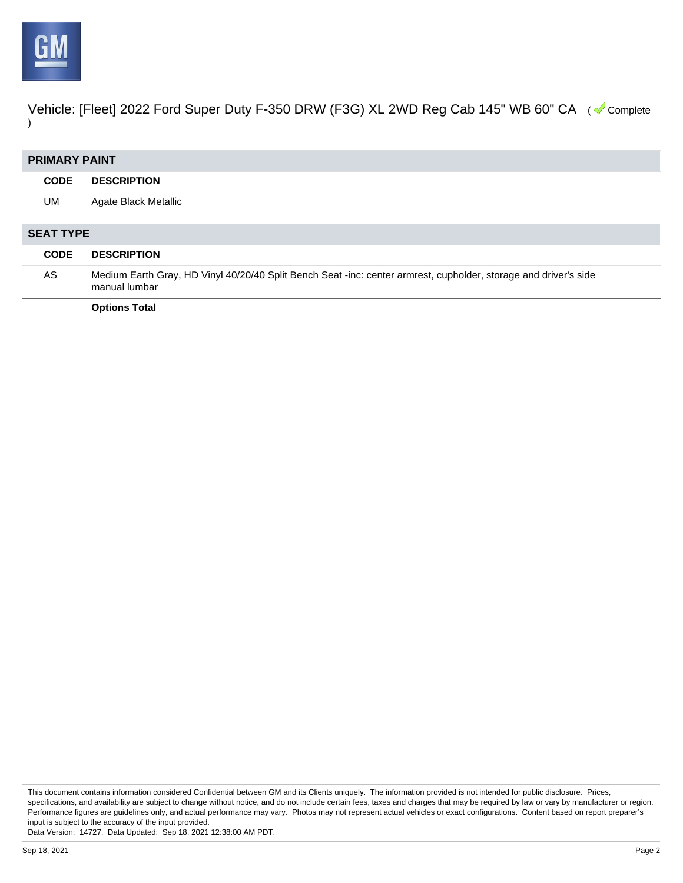Vehicle: [Fleet] 2022 Ford Super Duty F-350 DRW (F3G) XL 2WD Reg Cab 145" WB 60" CA ( Complete )

## PRIMARY PAINT

| CODE | DESCRIPTION |
|---|---|
| UM | Agate Black Metallic |

## SEAT TYPE

| CODE | DESCRIPTION |
|---|---|
| AS | Medium Earth Gray, HD Vinyl 40/20/40 Split Bench Seat -inc: center armrest, cupholder, storage and driver's side manual lumbar |
| | **Options Total** |

This document contains information considered Confidential between GM and its Clients uniquely. The information provided is not intended for public disclosure. Prices, specifications, and availability are subject to change without notice, and do not include certain fees, taxes and charges that may be required by law or vary by manufacturer or region. Performance figures are guidelines only, and actual performance may vary. Photos may not represent actual vehicles or exact configurations. Content based on report preparer's input is subject to the accuracy of the input provided.
Data Version: 14727. Data Updated: Sep 18, 2021 12:38:00 AM PDT.

Sep 18, 2021